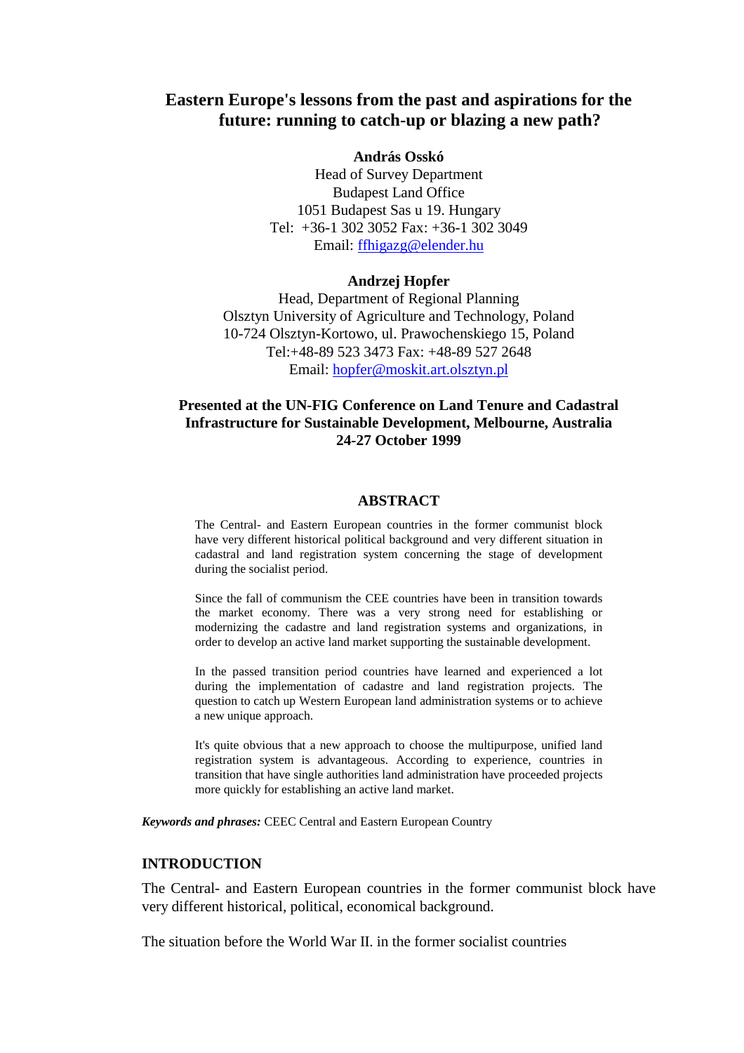# Eastern Europe's lessons from the past and aspirations for the future: running to catch-up or blazing a new path?

**András Osskó**
Head of Survey Department
Budapest Land Office
1051 Budapest Sas u 19. Hungary
Tel: +36-1 302 3052 Fax: +36-1 302 3049
Email: ffhigazg@elender.hu

**Andrzej Hopfer**
Head, Department of Regional Planning
Olsztyn University of Agriculture and Technology, Poland
10-724 Olsztyn-Kortowo, ul. Prawochenskiego 15, Poland
Tel:+48-89 523 3473 Fax: +48-89 527 2648
Email: hopfer@moskit.art.olsztyn.pl

**Presented at the UN-FIG Conference on Land Tenure and Cadastral Infrastructure for Sustainable Development, Melbourne, Australia 24-27 October 1999**

## ABSTRACT

The Central- and Eastern European countries in the former communist block have very different historical political background and very different situation in cadastral and land registration system concerning the stage of development during the socialist period.

Since the fall of communism the CEE countries have been in transition towards the market economy. There was a very strong need for establishing or modernizing the cadastre and land registration systems and organizations, in order to develop an active land market supporting the sustainable development.

In the passed transition period countries have learned and experienced a lot during the implementation of cadastre and land registration projects. The question to catch up Western European land administration systems or to achieve a new unique approach.

It's quite obvious that a new approach to choose the multipurpose, unified land registration system is advantageous. According to experience, countries in transition that have single authorities land administration have proceeded projects more quickly for establishing an active land market.

***Keywords and phrases:*** CEEC Central and Eastern European Country

## INTRODUCTION

The Central- and Eastern European countries in the former communist block have very different historical, political, economical background.

The situation before the World War II. in the former socialist countries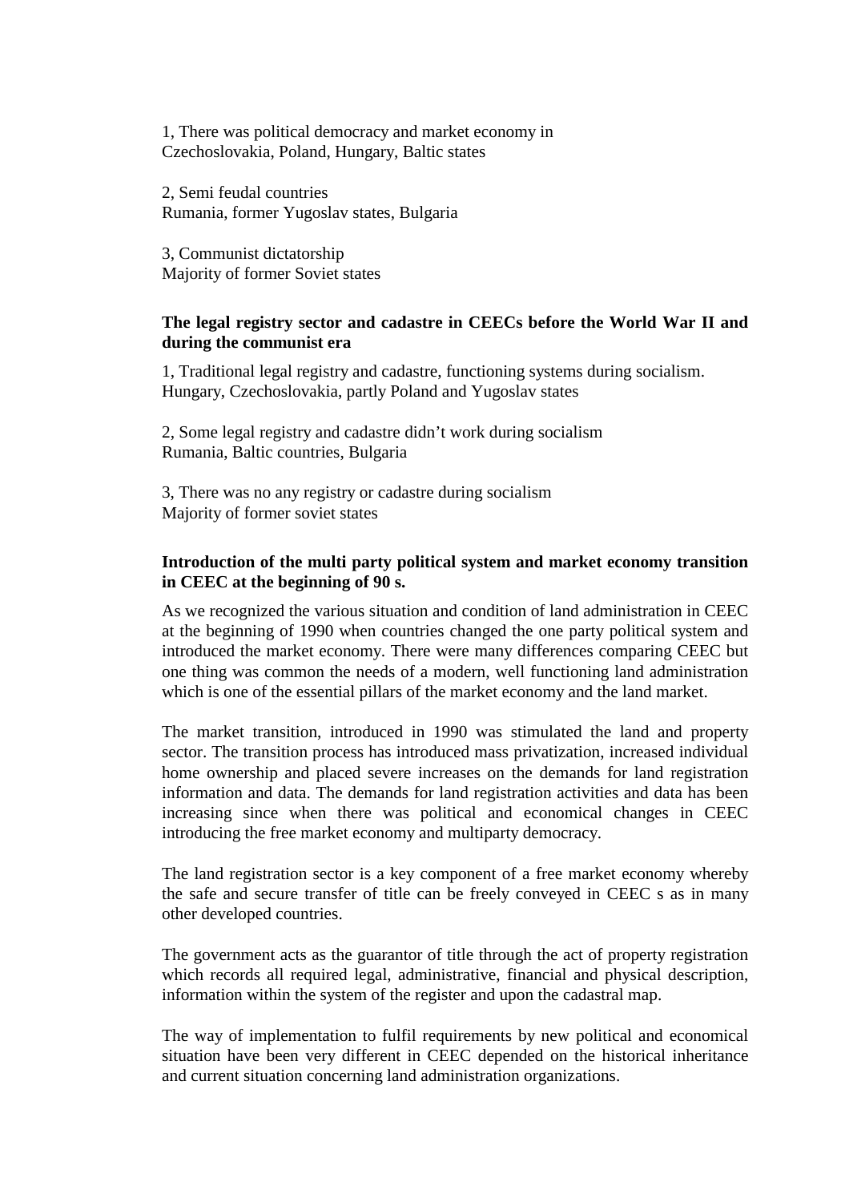1, There was political democracy and market economy in
Czechoslovakia, Poland, Hungary, Baltic states

2, Semi feudal countries
Rumania, former Yugoslav states, Bulgaria

3, Communist dictatorship
Majority of former Soviet states

**The legal registry sector and cadastre in CEECs before the World War II and during the communist era**

1, Traditional legal registry and cadastre, functioning systems during socialism.
Hungary, Czechoslovakia, partly Poland and Yugoslav states

2, Some legal registry and cadastre didn't work during socialism
Rumania, Baltic countries, Bulgaria

3, There was no any registry or cadastre during socialism
Majority of former soviet states

**Introduction of the multi party political system and market economy transition in CEEC at the beginning of 90 s.**

As we recognized the various situation and condition of land administration in CEEC at the beginning of 1990 when countries changed the one party political system and introduced the market economy. There were many differences comparing CEEC but one thing was common the needs of a modern, well functioning land administration which is one of the essential pillars of the market economy and the land market.

The market transition, introduced in 1990 was stimulated the land and property sector. The transition process has introduced mass privatization, increased individual home ownership and placed severe increases on the demands for land registration information and data. The demands for land registration activities and data has been increasing since when there was political and economical changes in CEEC introducing the free market economy and multiparty democracy.

The land registration sector is a key component of a free market economy whereby the safe and secure transfer of title can be freely conveyed in CEEC s as in many other developed countries.

The government acts as the guarantor of title through the act of property registration which records all required legal, administrative, financial and physical description, information within the system of the register and upon the cadastral map.

The way of implementation to fulfil requirements by new political and economical situation have been very different in CEEC depended on the historical inheritance and current situation concerning land administration organizations.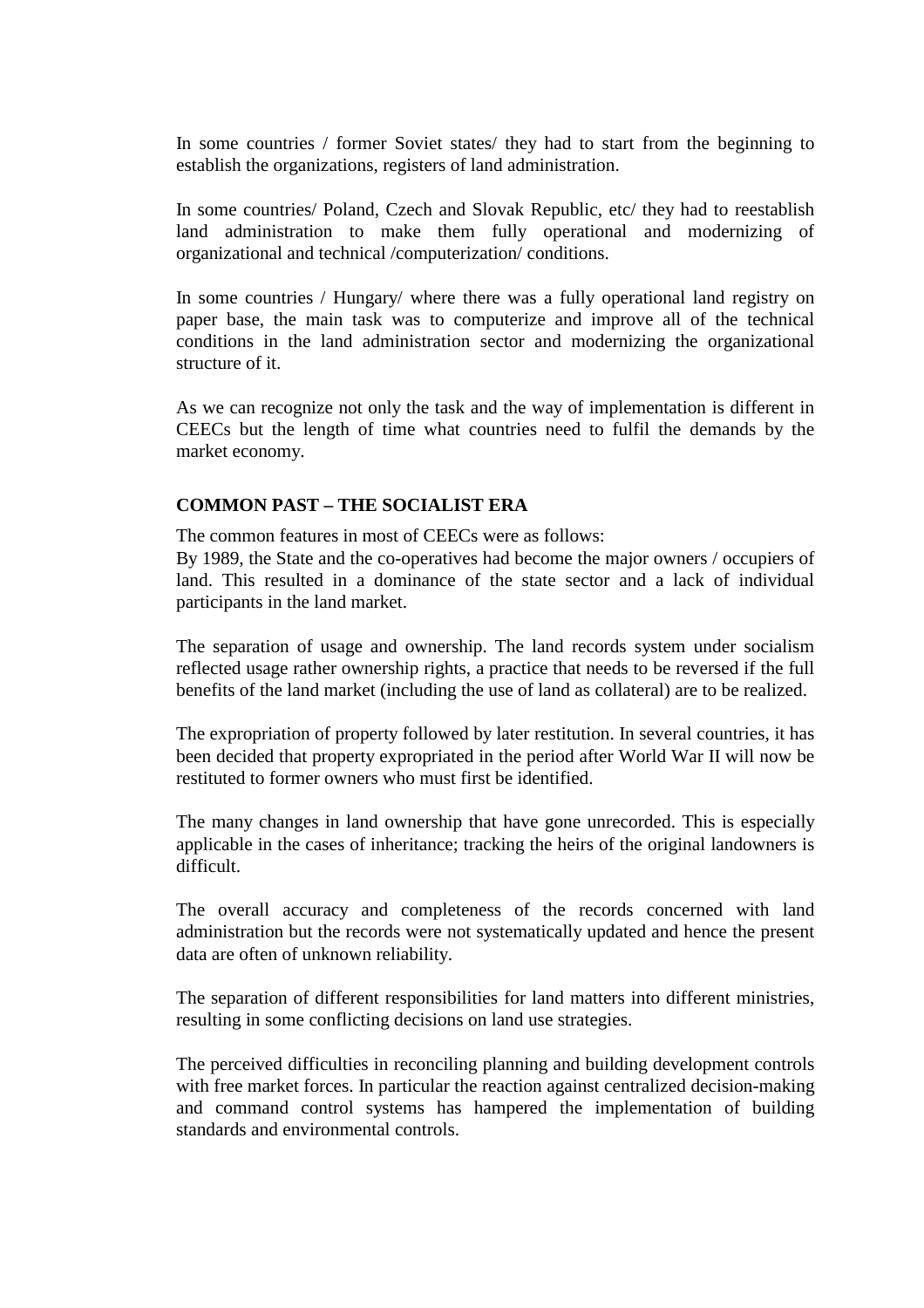In some countries / former Soviet states/ they had to start from the beginning to establish the organizations, registers of land administration.

In some countries/ Poland, Czech and Slovak Republic, etc/ they had to reestablish land administration to make them fully operational and modernizing of organizational and technical /computerization/ conditions.

In some countries / Hungary/ where there was a fully operational land registry on paper base, the main task was to computerize and improve all of the technical conditions in the land administration sector and modernizing the organizational structure of it.

As we can recognize not only the task and the way of implementation is different in CEECs but the length of time what countries need to fulfil the demands by the market economy.

**COMMON PAST – THE SOCIALIST ERA**

The common features in most of CEECs were as follows:
By 1989, the State and the co-operatives had become the major owners / occupiers of land. This resulted in a dominance of the state sector and a lack of individual participants in the land market.

The separation of usage and ownership. The land records system under socialism reflected usage rather ownership rights, a practice that needs to be reversed if the full benefits of the land market (including the use of land as collateral) are to be realized.

The expropriation of property followed by later restitution. In several countries, it has been decided that property expropriated in the period after World War II will now be restituted to former owners who must first be identified.

The many changes in land ownership that have gone unrecorded. This is especially applicable in the cases of inheritance; tracking the heirs of the original landowners is difficult.

The overall accuracy and completeness of the records concerned with land administration but the records were not systematically updated and hence the present data are often of unknown reliability.

The separation of different responsibilities for land matters into different ministries, resulting in some conflicting decisions on land use strategies.

The perceived difficulties in reconciling planning and building development controls with free market forces. In particular the reaction against centralized decision-making and command control systems has hampered the implementation of building standards and environmental controls.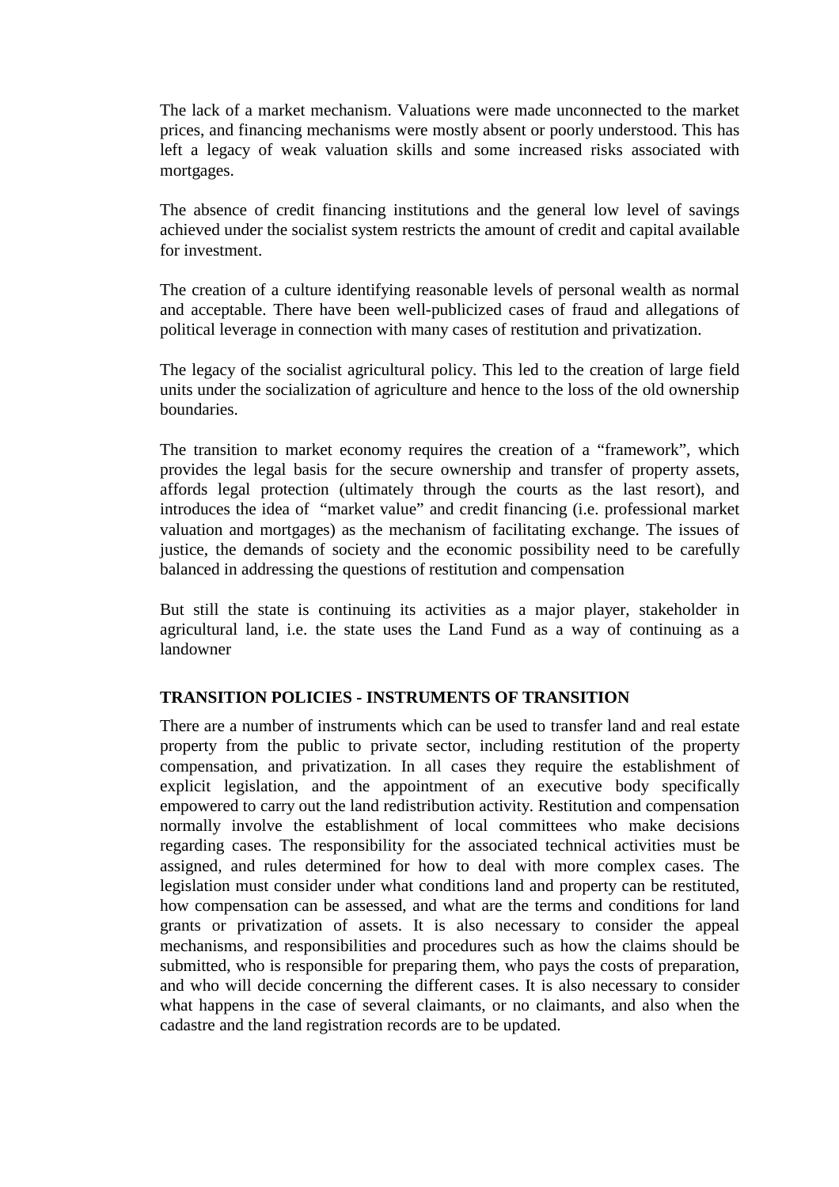The lack of a market mechanism. Valuations were made unconnected to the market prices, and financing mechanisms were mostly absent or poorly understood. This has left a legacy of weak valuation skills and some increased risks associated with mortgages.

The absence of credit financing institutions and the general low level of savings achieved under the socialist system restricts the amount of credit and capital available for investment.

The creation of a culture identifying reasonable levels of personal wealth as normal and acceptable. There have been well-publicized cases of fraud and allegations of political leverage in connection with many cases of restitution and privatization.

The legacy of the socialist agricultural policy. This led to the creation of large field units under the socialization of agriculture and hence to the loss of the old ownership boundaries.

The transition to market economy requires the creation of a "framework", which provides the legal basis for the secure ownership and transfer of property assets, affords legal protection (ultimately through the courts as the last resort), and introduces the idea of "market value" and credit financing (i.e. professional market valuation and mortgages) as the mechanism of facilitating exchange. The issues of justice, the demands of society and the economic possibility need to be carefully balanced in addressing the questions of restitution and compensation

But still the state is continuing its activities as a major player, stakeholder in agricultural land, i.e. the state uses the Land Fund as a way of continuing as a landowner

## TRANSITION POLICIES - INSTRUMENTS OF TRANSITION

There are a number of instruments which can be used to transfer land and real estate property from the public to private sector, including restitution of the property compensation, and privatization. In all cases they require the establishment of explicit legislation, and the appointment of an executive body specifically empowered to carry out the land redistribution activity. Restitution and compensation normally involve the establishment of local committees who make decisions regarding cases. The responsibility for the associated technical activities must be assigned, and rules determined for how to deal with more complex cases. The legislation must consider under what conditions land and property can be restituted, how compensation can be assessed, and what are the terms and conditions for land grants or privatization of assets. It is also necessary to consider the appeal mechanisms, and responsibilities and procedures such as how the claims should be submitted, who is responsible for preparing them, who pays the costs of preparation, and who will decide concerning the different cases. It is also necessary to consider what happens in the case of several claimants, or no claimants, and also when the cadastre and the land registration records are to be updated.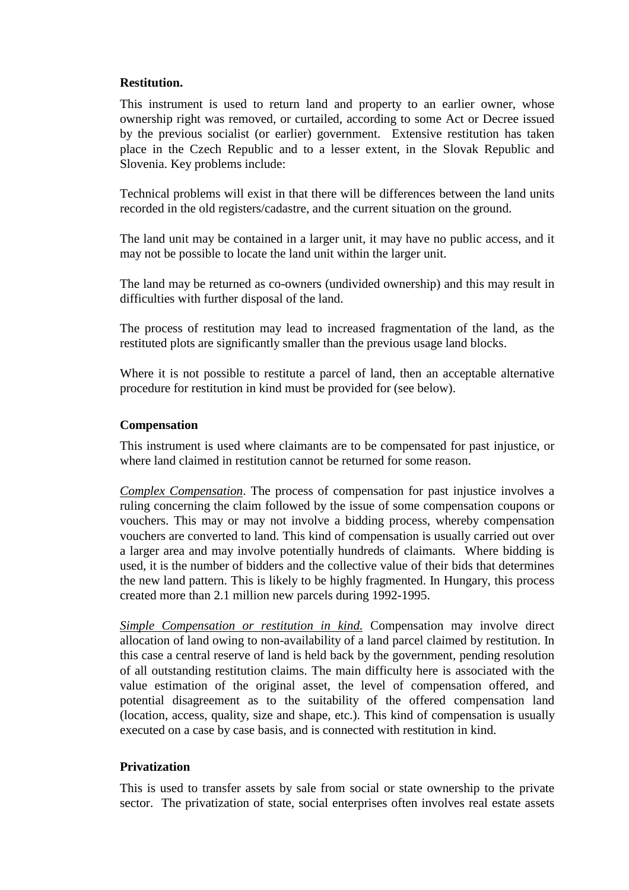**Restitution.**

This instrument is used to return land and property to an earlier owner, whose ownership right was removed, or curtailed, according to some Act or Decree issued by the previous socialist (or earlier) government. Extensive restitution has taken place in the Czech Republic and to a lesser extent, in the Slovak Republic and Slovenia. Key problems include:

Technical problems will exist in that there will be differences between the land units recorded in the old registers/cadastre, and the current situation on the ground.

The land unit may be contained in a larger unit, it may have no public access, and it may not be possible to locate the land unit within the larger unit.

The land may be returned as co-owners (undivided ownership) and this may result in difficulties with further disposal of the land.

The process of restitution may lead to increased fragmentation of the land, as the restituted plots are significantly smaller than the previous usage land blocks.

Where it is not possible to restitute a parcel of land, then an acceptable alternative procedure for restitution in kind must be provided for (see below).

**Compensation**

This instrument is used where claimants are to be compensated for past injustice, or where land claimed in restitution cannot be returned for some reason.

*Complex Compensation*. The process of compensation for past injustice involves a ruling concerning the claim followed by the issue of some compensation coupons or vouchers. This may or may not involve a bidding process, whereby compensation vouchers are converted to land. This kind of compensation is usually carried out over a larger area and may involve potentially hundreds of claimants. Where bidding is used, it is the number of bidders and the collective value of their bids that determines the new land pattern. This is likely to be highly fragmented. In Hungary, this process created more than 2.1 million new parcels during 1992-1995.

*Simple Compensation or restitution in kind.* Compensation may involve direct allocation of land owing to non-availability of a land parcel claimed by restitution. In this case a central reserve of land is held back by the government, pending resolution of all outstanding restitution claims. The main difficulty here is associated with the value estimation of the original asset, the level of compensation offered, and potential disagreement as to the suitability of the offered compensation land (location, access, quality, size and shape, etc.). This kind of compensation is usually executed on a case by case basis, and is connected with restitution in kind.

**Privatization**

This is used to transfer assets by sale from social or state ownership to the private sector. The privatization of state, social enterprises often involves real estate assets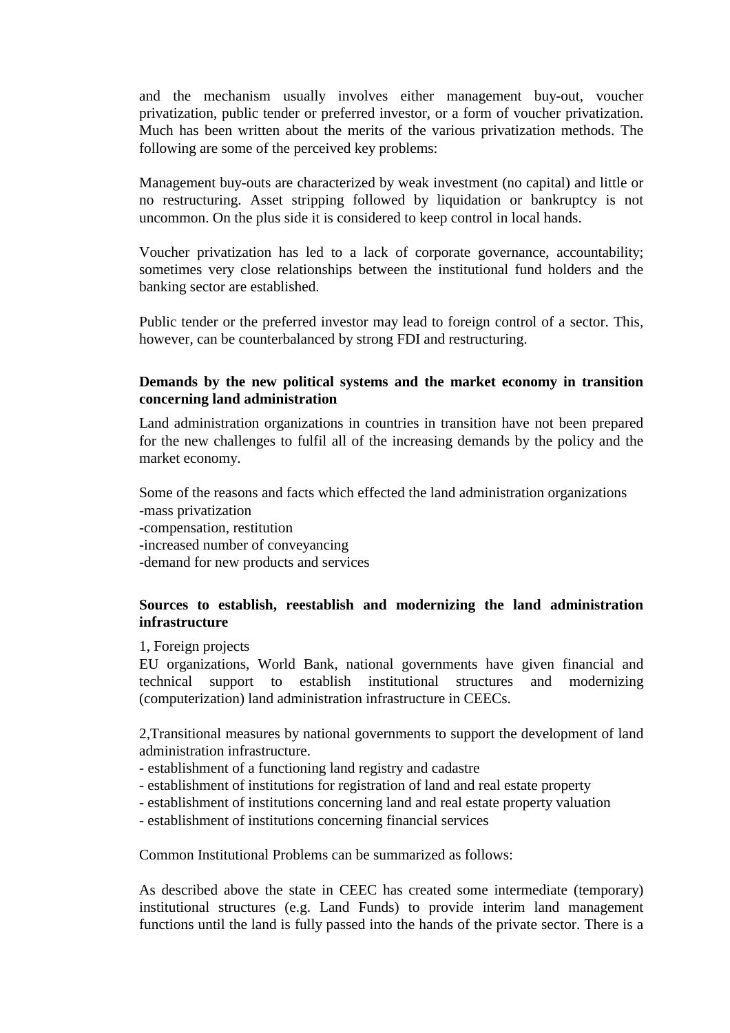and the mechanism usually involves either management buy-out, voucher privatization, public tender or preferred investor, or a form of voucher privatization. Much has been written about the merits of the various privatization methods. The following are some of the perceived key problems:

Management buy-outs are characterized by weak investment (no capital) and little or no restructuring. Asset stripping followed by liquidation or bankruptcy is not uncommon. On the plus side it is considered to keep control in local hands.

Voucher privatization has led to a lack of corporate governance, accountability; sometimes very close relationships between the institutional fund holders and the banking sector are established.

Public tender or the preferred investor may lead to foreign control of a sector. This, however, can be counterbalanced by strong FDI and restructuring.

**Demands by the new political systems and the market economy in transition concerning land administration**

Land administration organizations in countries in transition have not been prepared for the new challenges to fulfil all of the increasing demands by the policy and the market economy.

Some of the reasons and facts which effected the land administration organizations
-mass privatization
-compensation, restitution
-increased number of conveyancing
-demand for new products and services

**Sources to establish, reestablish and modernizing the land administration infrastructure**

1, Foreign projects
EU organizations, World Bank, national governments have given financial and technical support to establish institutional structures and modernizing (computerization) land administration infrastructure in CEECs.

2,Transitional measures by national governments to support the development of land administration infrastructure.
- establishment of a functioning land registry and cadastre
- establishment of institutions for registration of land and real estate property
- establishment of institutions concerning land and real estate property valuation
- establishment of institutions concerning financial services

Common Institutional Problems can be summarized as follows:

As described above the state in CEEC has created some intermediate (temporary) institutional structures (e.g. Land Funds) to provide interim land management functions until the land is fully passed into the hands of the private sector. There is a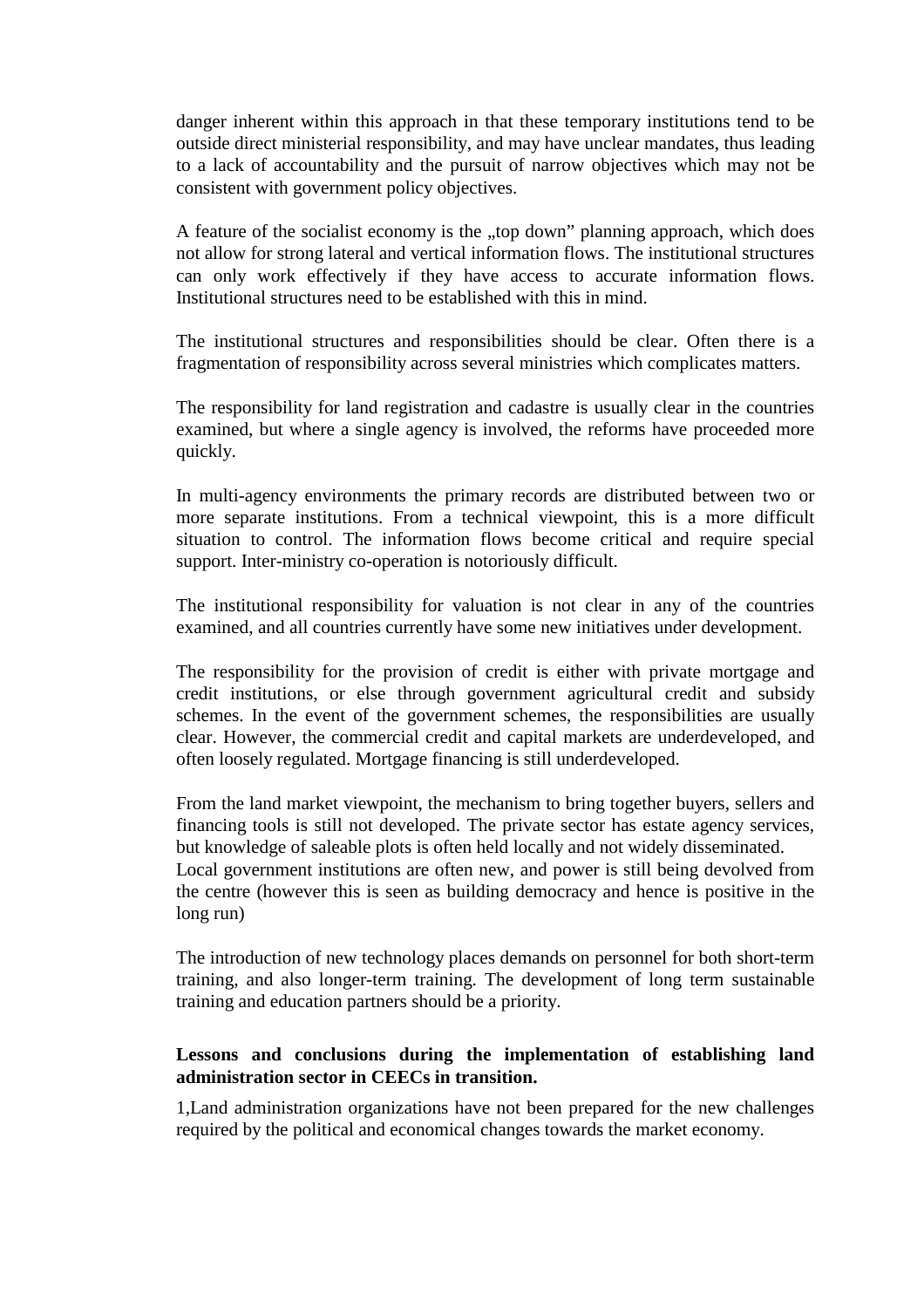danger inherent within this approach in that these temporary institutions tend to be outside direct ministerial responsibility, and may have unclear mandates, thus leading to a lack of accountability and the pursuit of narrow objectives which may not be consistent with government policy objectives.

A feature of the socialist economy is the „top down" planning approach, which does not allow for strong lateral and vertical information flows. The institutional structures can only work effectively if they have access to accurate information flows. Institutional structures need to be established with this in mind.

The institutional structures and responsibilities should be clear. Often there is a fragmentation of responsibility across several ministries which complicates matters.

The responsibility for land registration and cadastre is usually clear in the countries examined, but where a single agency is involved, the reforms have proceeded more quickly.

In multi-agency environments the primary records are distributed between two or more separate institutions. From a technical viewpoint, this is a more difficult situation to control. The information flows become critical and require special support. Inter-ministry co-operation is notoriously difficult.

The institutional responsibility for valuation is not clear in any of the countries examined, and all countries currently have some new initiatives under development.

The responsibility for the provision of credit is either with private mortgage and credit institutions, or else through government agricultural credit and subsidy schemes. In the event of the government schemes, the responsibilities are usually clear. However, the commercial credit and capital markets are underdeveloped, and often loosely regulated. Mortgage financing is still underdeveloped.

From the land market viewpoint, the mechanism to bring together buyers, sellers and financing tools is still not developed. The private sector has estate agency services, but knowledge of saleable plots is often held locally and not widely disseminated.
Local government institutions are often new, and power is still being devolved from the centre (however this is seen as building democracy and hence is positive in the long run)

The introduction of new technology places demands on personnel for both short-term training, and also longer-term training. The development of long term sustainable training and education partners should be a priority.

**Lessons and conclusions during the implementation of establishing land administration sector in CEECs in transition.**

1,Land administration organizations have not been prepared for the new challenges required by the political and economical changes towards the market economy.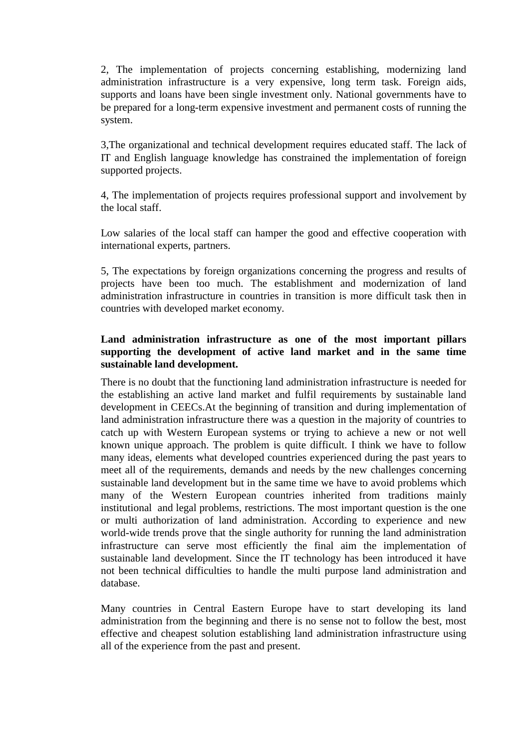2, The implementation of projects concerning establishing, modernizing land administration infrastructure is a very expensive, long term task. Foreign aids, supports and loans have been single investment only. National governments have to be prepared for a long-term expensive investment and permanent costs of running the system.

3,The organizational and technical development requires educated staff. The lack of IT and English language knowledge has constrained the implementation of foreign supported projects.

4, The implementation of projects requires professional support and involvement by the local staff.

Low salaries of the local staff can hamper the good and effective cooperation with international experts, partners.

5, The expectations by foreign organizations concerning the progress and results of projects have been too much. The establishment and modernization of land administration infrastructure in countries in transition is more difficult task then in countries with developed market economy.

**Land administration infrastructure as one of the most important pillars supporting the development of active land market and in the same time sustainable land development.**

There is no doubt that the functioning land administration infrastructure is needed for the establishing an active land market and fulfil requirements by sustainable land development in CEECs.At the beginning of transition and during implementation of land administration infrastructure there was a question in the majority of countries to catch up with Western European systems or trying to achieve a new or not well known unique approach. The problem is quite difficult. I think we have to follow many ideas, elements what developed countries experienced during the past years to meet all of the requirements, demands and needs by the new challenges concerning sustainable land development but in the same time we have to avoid problems which many of the Western European countries inherited from traditions mainly institutional and legal problems, restrictions. The most important question is the one or multi authorization of land administration. According to experience and new world-wide trends prove that the single authority for running the land administration infrastructure can serve most efficiently the final aim the implementation of sustainable land development. Since the IT technology has been introduced it have not been technical difficulties to handle the multi purpose land administration and database.

Many countries in Central Eastern Europe have to start developing its land administration from the beginning and there is no sense not to follow the best, most effective and cheapest solution establishing land administration infrastructure using all of the experience from the past and present.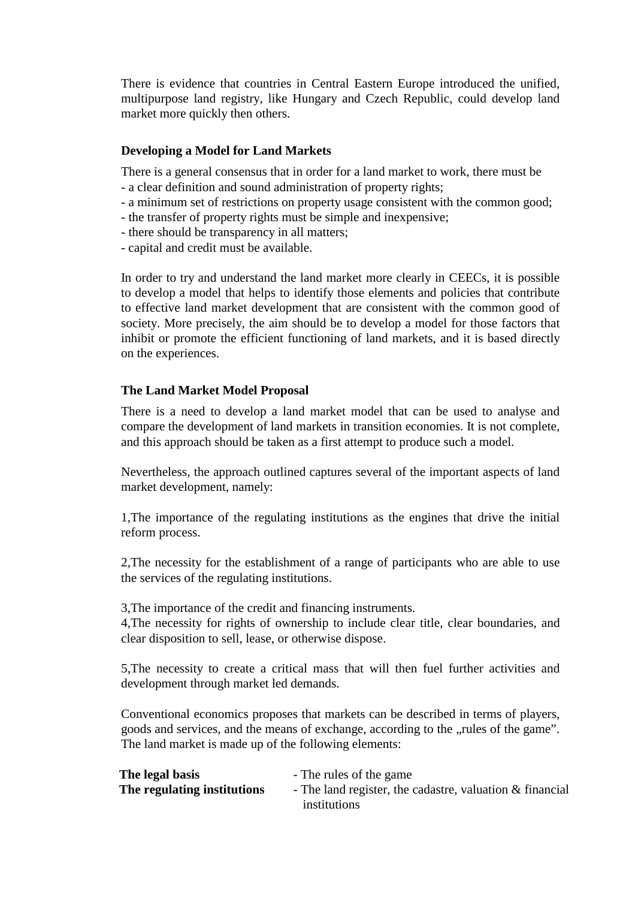There is evidence that countries in Central Eastern Europe introduced the unified, multipurpose land registry, like Hungary and Czech Republic, could develop land market more quickly then others.

### Developing a Model for Land Markets

There is a general consensus that in order for a land market to work, there must be
- a clear definition and sound administration of property rights;
- a minimum set of restrictions on property usage consistent with the common good;
- the transfer of property rights must be simple and inexpensive;
- there should be transparency in all matters;
- capital and credit must be available.

In order to try and understand the land market more clearly in CEECs, it is possible to develop a model that helps to identify those elements and policies that contribute to effective land market development that are consistent with the common good of society. More precisely, the aim should be to develop a model for those factors that inhibit or promote the efficient functioning of land markets, and it is based directly on the experiences.

### The Land Market Model Proposal

There is a need to develop a land market model that can be used to analyse and compare the development of land markets in transition economies. It is not complete, and this approach should be taken as a first attempt to produce such a model.

Nevertheless, the approach outlined captures several of the important aspects of land market development, namely:

1,The importance of the regulating institutions as the engines that drive the initial reform process.

2,The necessity for the establishment of a range of participants who are able to use the services of the regulating institutions.

3,The importance of the credit and financing instruments.
4,The necessity for rights of ownership to include clear title, clear boundaries, and clear disposition to sell, lease, or otherwise dispose.

5,The necessity to create a critical mass that will then fuel further activities and development through market led demands.

Conventional economics proposes that markets can be described in terms of players, goods and services, and the means of exchange, according to the „rules of the game". The land market is made up of the following elements:

| | |
|---|---|
| **The legal basis** | - The rules of the game |
| **The regulating institutions** | - The land register, the cadastre, valuation & financial institutions |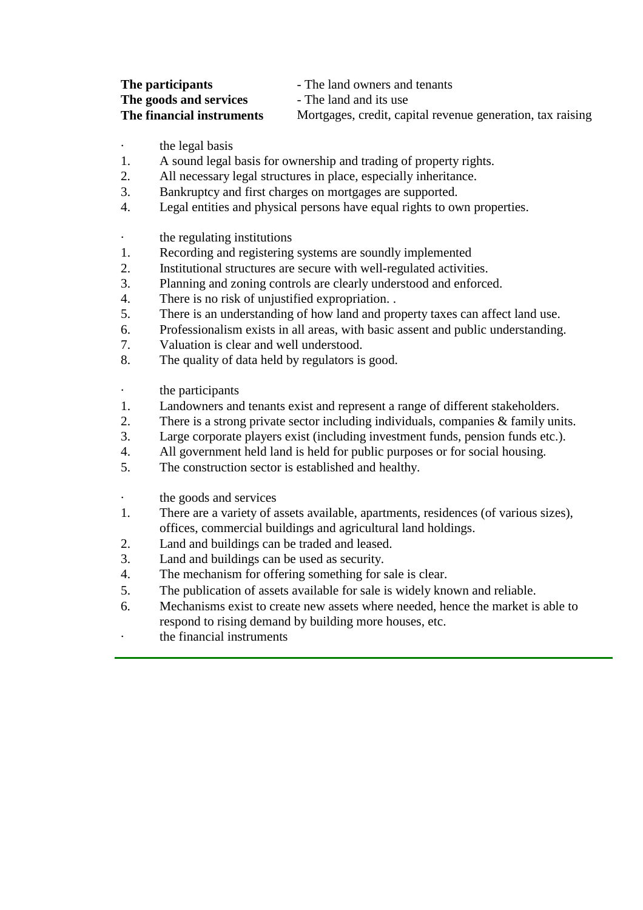| **The participants** | - The land owners and tenants |
|---|---|
| **The goods and services** | - The land and its use |
| **The financial instruments** | Mortgages, credit, capital revenue generation, tax raising |

- the legal basis

1. A sound legal basis for ownership and trading of property rights.
2. All necessary legal structures in place, especially inheritance.
3. Bankruptcy and first charges on mortgages are supported.
4. Legal entities and physical persons have equal rights to own properties.

- the regulating institutions

1. Recording and registering systems are soundly implemented
2. Institutional structures are secure with well-regulated activities.
3. Planning and zoning controls are clearly understood and enforced.
4. There is no risk of unjustified expropriation. .
5. There is an understanding of how land and property taxes can affect land use.
6. Professionalism exists in all areas, with basic assent and public understanding.
7. Valuation is clear and well understood.
8. The quality of data held by regulators is good.

- the participants

1. Landowners and tenants exist and represent a range of different stakeholders.
2. There is a strong private sector including individuals, companies & family units.
3. Large corporate players exist (including investment funds, pension funds etc.).
4. All government held land is held for public purposes or for social housing.
5. The construction sector is established and healthy.

- the goods and services

1. There are a variety of assets available, apartments, residences (of various sizes), offices, commercial buildings and agricultural land holdings.
2. Land and buildings can be traded and leased.
3. Land and buildings can be used as security.
4. The mechanism for offering something for sale is clear.
5. The publication of assets available for sale is widely known and reliable.
6. Mechanisms exist to create new assets where needed, hence the market is able to respond to rising demand by building more houses, etc.

- the financial instruments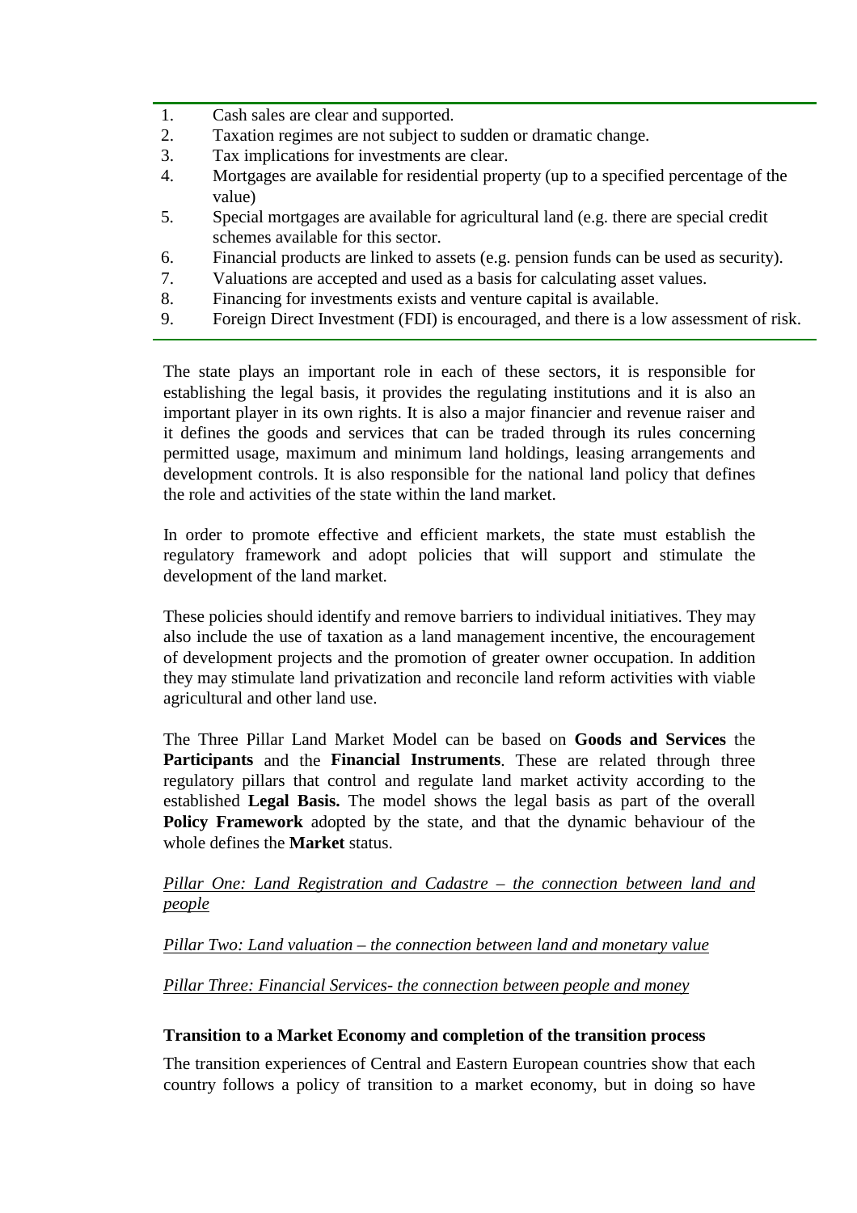1. Cash sales are clear and supported.
2. Taxation regimes are not subject to sudden or dramatic change.
3. Tax implications for investments are clear.
4. Mortgages are available for residential property (up to a specified percentage of the value)
5. Special mortgages are available for agricultural land (e.g. there are special credit schemes available for this sector.
6. Financial products are linked to assets (e.g. pension funds can be used as security).
7. Valuations are accepted and used as a basis for calculating asset values.
8. Financing for investments exists and venture capital is available.
9. Foreign Direct Investment (FDI) is encouraged, and there is a low assessment of risk.

The state plays an important role in each of these sectors, it is responsible for establishing the legal basis, it provides the regulating institutions and it is also an important player in its own rights. It is also a major financier and revenue raiser and it defines the goods and services that can be traded through its rules concerning permitted usage, maximum and minimum land holdings, leasing arrangements and development controls. It is also responsible for the national land policy that defines the role and activities of the state within the land market.

In order to promote effective and efficient markets, the state must establish the regulatory framework and adopt policies that will support and stimulate the development of the land market.

These policies should identify and remove barriers to individual initiatives. They may also include the use of taxation as a land management incentive, the encouragement of development projects and the promotion of greater owner occupation. In addition they may stimulate land privatization and reconcile land reform activities with viable agricultural and other land use.

The Three Pillar Land Market Model can be based on **Goods and Services** the **Participants** and the **Financial Instruments**. These are related through three regulatory pillars that control and regulate land market activity according to the established **Legal Basis.** The model shows the legal basis as part of the overall **Policy Framework** adopted by the state, and that the dynamic behaviour of the whole defines the **Market** status.

*Pillar One: Land Registration and Cadastre – the connection between land and people*

*Pillar Two: Land valuation – the connection between land and monetary value*

*Pillar Three: Financial Services- the connection between people and money*

**Transition to a Market Economy and completion of the transition process**

The transition experiences of Central and Eastern European countries show that each country follows a policy of transition to a market economy, but in doing so have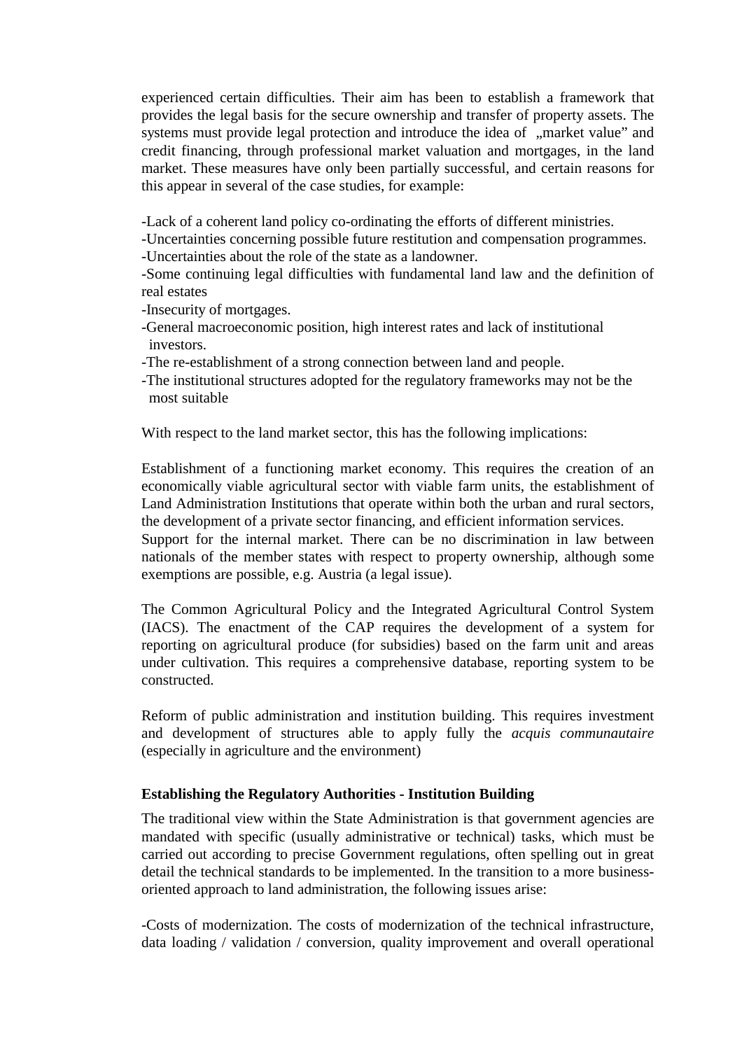experienced certain difficulties. Their aim has been to establish a framework that provides the legal basis for the secure ownership and transfer of property assets. The systems must provide legal protection and introduce the idea of „market value" and credit financing, through professional market valuation and mortgages, in the land market. These measures have only been partially successful, and certain reasons for this appear in several of the case studies, for example:

-Lack of a coherent land policy co-ordinating the efforts of different ministries.
-Uncertainties concerning possible future restitution and compensation programmes.
-Uncertainties about the role of the state as a landowner.
-Some continuing legal difficulties with fundamental land law and the definition of real estates
-Insecurity of mortgages.
-General macroeconomic position, high interest rates and lack of institutional investors.
-The re-establishment of a strong connection between land and people.
-The institutional structures adopted for the regulatory frameworks may not be the most suitable

With respect to the land market sector, this has the following implications:

Establishment of a functioning market economy. This requires the creation of an economically viable agricultural sector with viable farm units, the establishment of Land Administration Institutions that operate within both the urban and rural sectors, the development of a private sector financing, and efficient information services.
Support for the internal market. There can be no discrimination in law between nationals of the member states with respect to property ownership, although some exemptions are possible, e.g. Austria (a legal issue).

The Common Agricultural Policy and the Integrated Agricultural Control System (IACS). The enactment of the CAP requires the development of a system for reporting on agricultural produce (for subsidies) based on the farm unit and areas under cultivation. This requires a comprehensive database, reporting system to be constructed.

Reform of public administration and institution building. This requires investment and development of structures able to apply fully the *acquis communautaire* (especially in agriculture and the environment)

**Establishing the Regulatory Authorities - Institution Building**

The traditional view within the State Administration is that government agencies are mandated with specific (usually administrative or technical) tasks, which must be carried out according to precise Government regulations, often spelling out in great detail the technical standards to be implemented. In the transition to a more business-oriented approach to land administration, the following issues arise:

-Costs of modernization. The costs of modernization of the technical infrastructure, data loading / validation / conversion, quality improvement and overall operational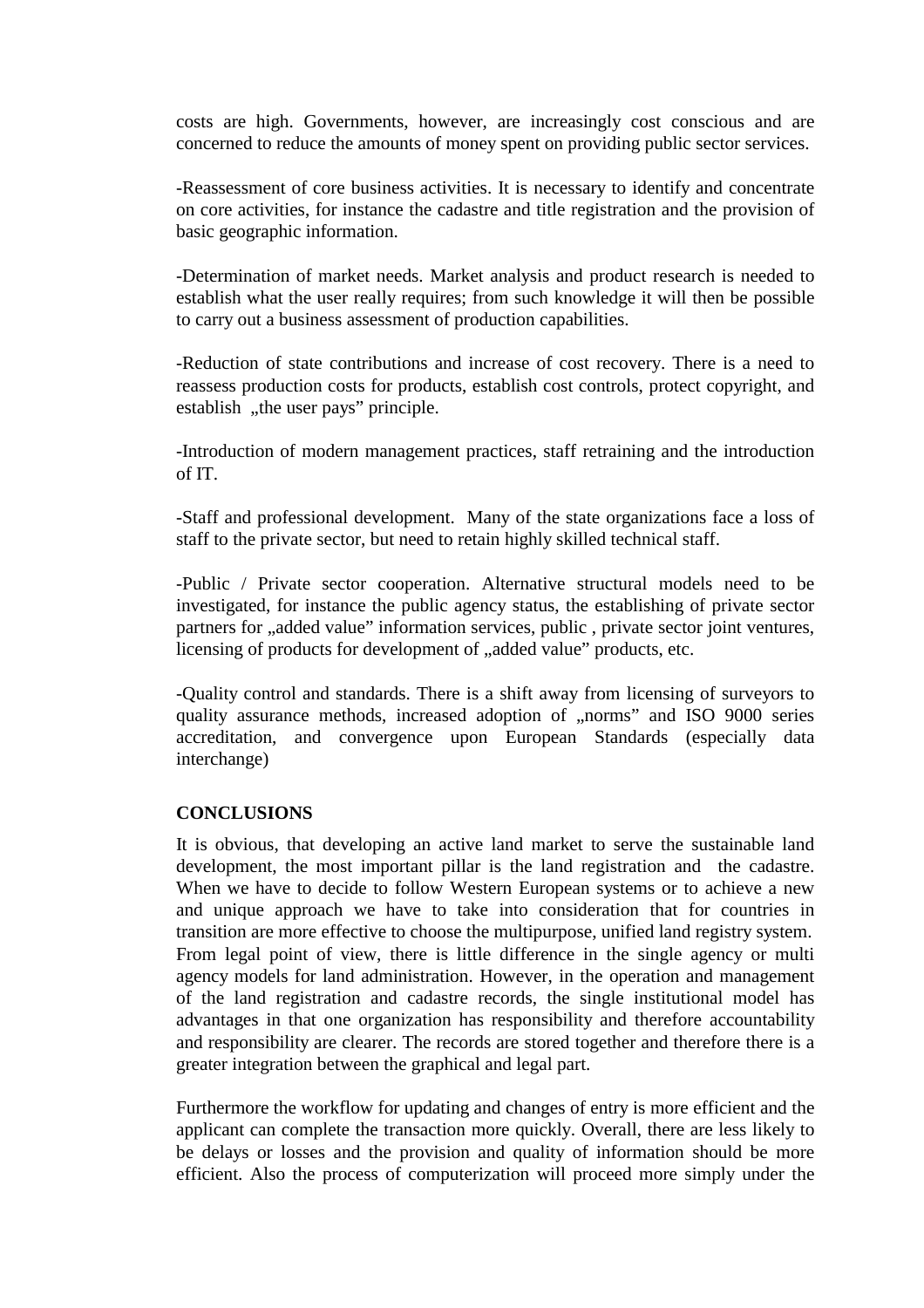costs are high. Governments, however, are increasingly cost conscious and are concerned to reduce the amounts of money spent on providing public sector services.

-Reassessment of core business activities. It is necessary to identify and concentrate on core activities, for instance the cadastre and title registration and the provision of basic geographic information.

-Determination of market needs. Market analysis and product research is needed to establish what the user really requires; from such knowledge it will then be possible to carry out a business assessment of production capabilities.

-Reduction of state contributions and increase of cost recovery. There is a need to reassess production costs for products, establish cost controls, protect copyright, and establish „the user pays" principle.

-Introduction of modern management practices, staff retraining and the introduction of IT.

-Staff and professional development. Many of the state organizations face a loss of staff to the private sector, but need to retain highly skilled technical staff.

-Public / Private sector cooperation. Alternative structural models need to be investigated, for instance the public agency status, the establishing of private sector partners for „added value" information services, public , private sector joint ventures, licensing of products for development of „added value" products, etc.

-Quality control and standards. There is a shift away from licensing of surveyors to quality assurance methods, increased adoption of „norms" and ISO 9000 series accreditation, and convergence upon European Standards (especially data interchange)

**CONCLUSIONS**

It is obvious, that developing an active land market to serve the sustainable land development, the most important pillar is the land registration and the cadastre. When we have to decide to follow Western European systems or to achieve a new and unique approach we have to take into consideration that for countries in transition are more effective to choose the multipurpose, unified land registry system. From legal point of view, there is little difference in the single agency or multi agency models for land administration. However, in the operation and management of the land registration and cadastre records, the single institutional model has advantages in that one organization has responsibility and therefore accountability and responsibility are clearer. The records are stored together and therefore there is a greater integration between the graphical and legal part.

Furthermore the workflow for updating and changes of entry is more efficient and the applicant can complete the transaction more quickly. Overall, there are less likely to be delays or losses and the provision and quality of information should be more efficient. Also the process of computerization will proceed more simply under the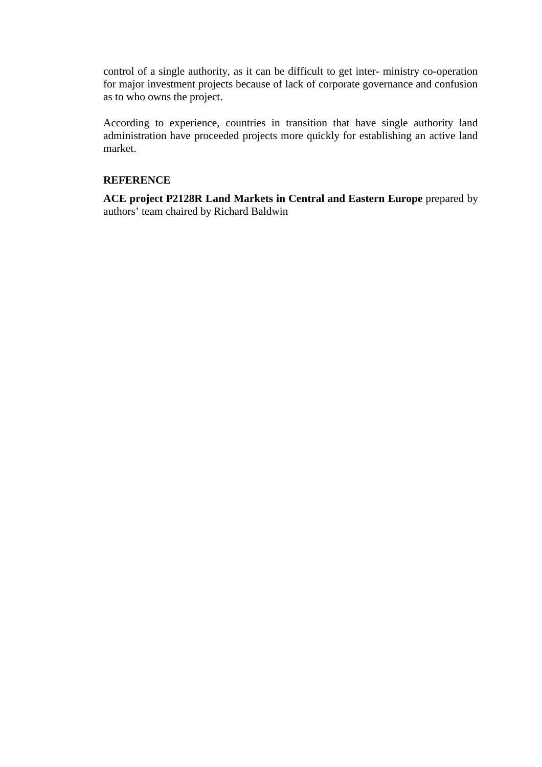control of a single authority, as it can be difficult to get inter- ministry co-operation for major investment projects because of lack of corporate governance and confusion as to who owns the project.

According to experience, countries in transition that have single authority land administration have proceeded projects more quickly for establishing an active land market.

## REFERENCE

**ACE project P2128R Land Markets in Central and Eastern Europe** prepared by authors' team chaired by Richard Baldwin